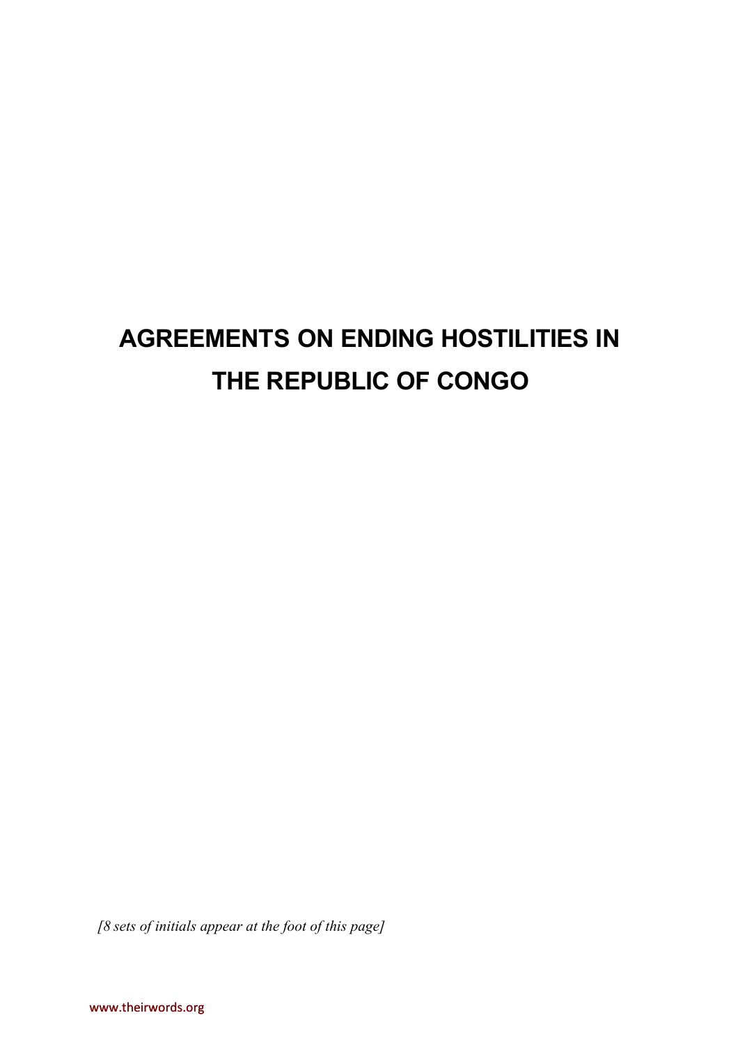# AGREEMENTS ON ENDING HOSTILITIES IN THE REPUBLIC OF CONGO

*[8 sets of initials appear at the foot of this page]*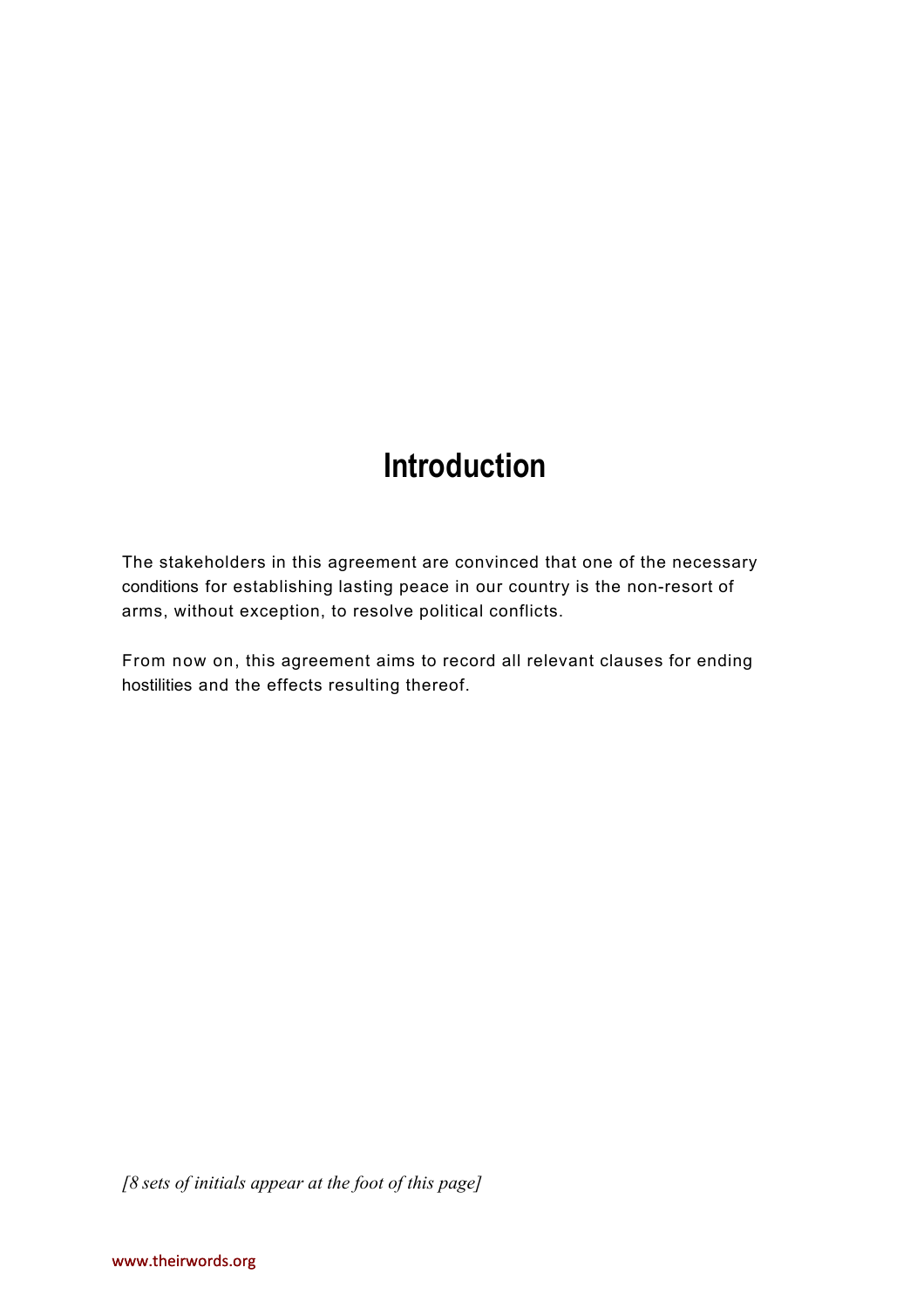# Introduction

The stakeholders in this agreement are convinced that one of the necessary conditions for establishing lasting peace in our country is the non-resort of arms, without exception, to resolve political conflicts.

From now on, this agreement aims to record all relevant clauses for ending hostilities and the effects resulting thereof.

*[8 sets of initials appear at the foot of this page]*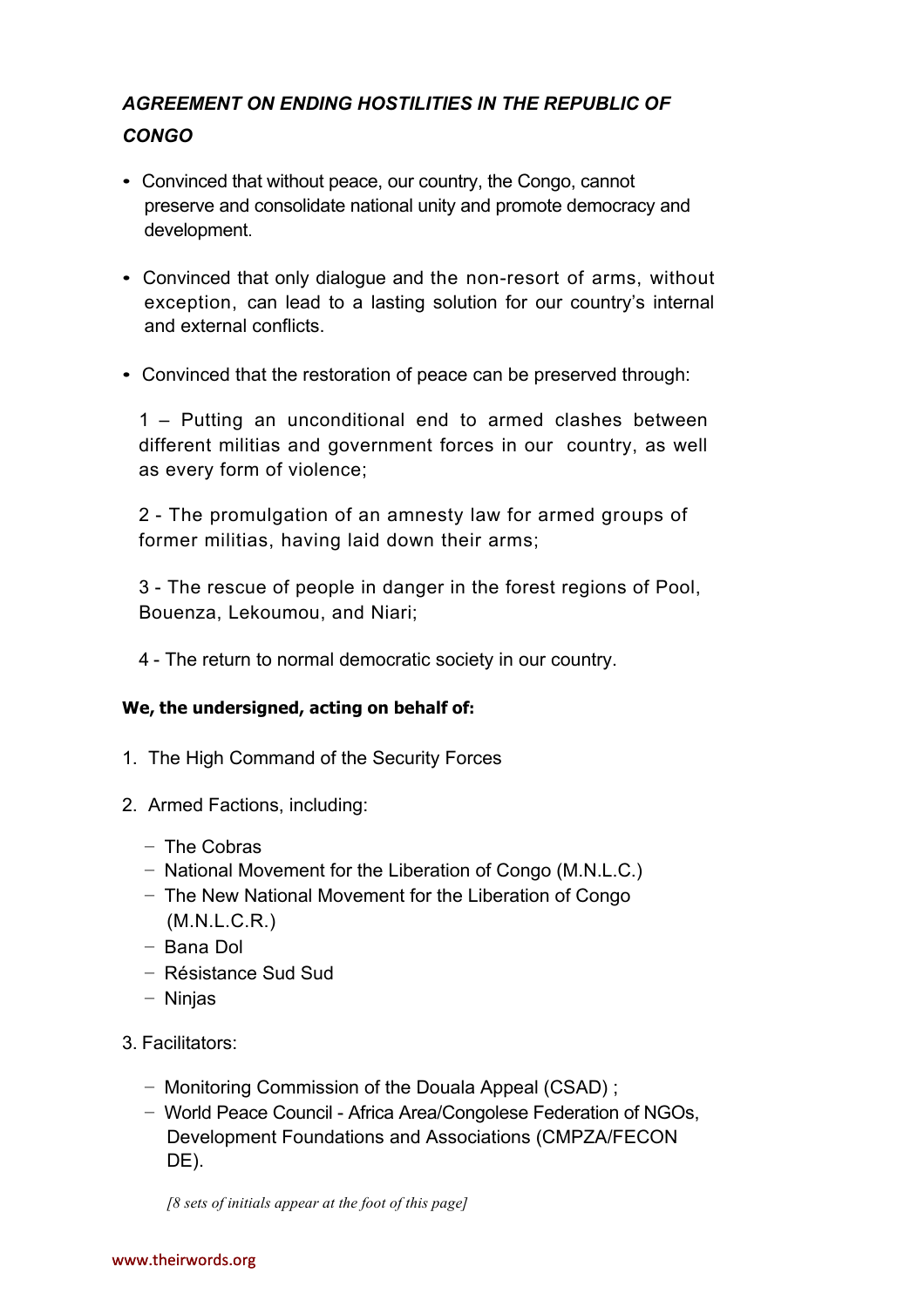## *AGREEMENT ON ENDING HOSTILITIES IN THE REPUBLIC OF CONGO*

- Convinced that without peace, our country, the Congo, cannot preserve and consolidate national unity and promote democracy and development.
- Convinced that only dialogue and the non-resort of arms, without exception, can lead to a lasting solution for our country's internal and external conflicts.
- Convinced that the restoration of peace can be preserved through:

  1 – Putting an unconditional end to armed clashes between different militias and government forces in our country, as well as every form of violence;

  2 - The promulgation of an amnesty law for armed groups of former militias, having laid down their arms;

  3 - The rescue of people in danger in the forest regions of Pool, Bouenza, Lekoumou, and Niari;

  4 - The return to normal democratic society in our country.

**We, the undersigned, acting on behalf of:**

1. The High Command of the Security Forces
2. Armed Factions, including:
   - The Cobras
   - National Movement for the Liberation of Congo (M.N.L.C.)
   - The New National Movement for the Liberation of Congo (M.N.L.C.R.)
   - Bana Dol
   - Résistance Sud Sud
   - Ninjas
3. Facilitators:
   - Monitoring Commission of the Douala Appeal (CSAD) ;
   - World Peace Council - Africa Area/Congolese Federation of NGOs, Development Foundations and Associations (CMPZA/FECON DE).

*[8 sets of initials appear at the foot of this page]*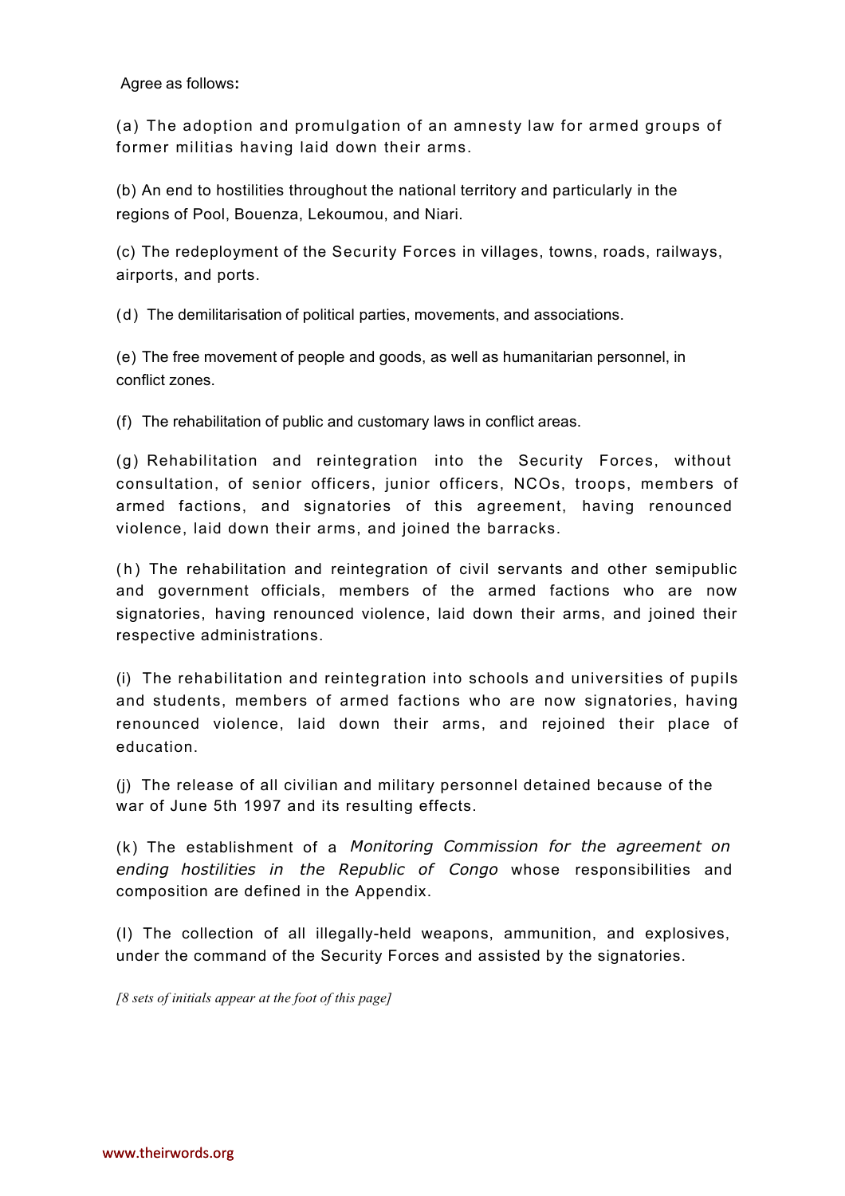Agree as follows**:**

(a) The adoption and promulgation of an amnesty law for armed groups of former militias having laid down their arms.

(b) An end to hostilities throughout the national territory and particularly in the regions of Pool, Bouenza, Lekoumou, and Niari.

(c) The redeployment of the Security Forces in villages, towns, roads, railways, airports, and ports.

(d) The demilitarisation of political parties, movements, and associations.

(e) The free movement of people and goods, as well as humanitarian personnel, in conflict zones.

(f) The rehabilitation of public and customary laws in conflict areas.

(g) Rehabilitation and reintegration into the Security Forces, without consultation, of senior officers, junior officers, NCOs, troops, members of armed factions, and signatories of this agreement, having renounced violence, laid down their arms, and joined the barracks.

(h) The rehabilitation and reintegration of civil servants and other semipublic and government officials, members of the armed factions who are now signatories, having renounced violence, laid down their arms, and joined their respective administrations.

(i) The rehabilitation and reintegration into schools and universities of pupils and students, members of armed factions who are now signatories, having renounced violence, laid down their arms, and rejoined their place of education.

(j) The release of all civilian and military personnel detained because of the war of June 5th 1997 and its resulting effects.

(k) The establishment of a *Monitoring Commission for the agreement on ending hostilities in the Republic of Congo* whose responsibilities and composition are defined in the Appendix.

(l) The collection of all illegally-held weapons, ammunition, and explosives, under the command of the Security Forces and assisted by the signatories.

*[8 sets of initials appear at the foot of this page]*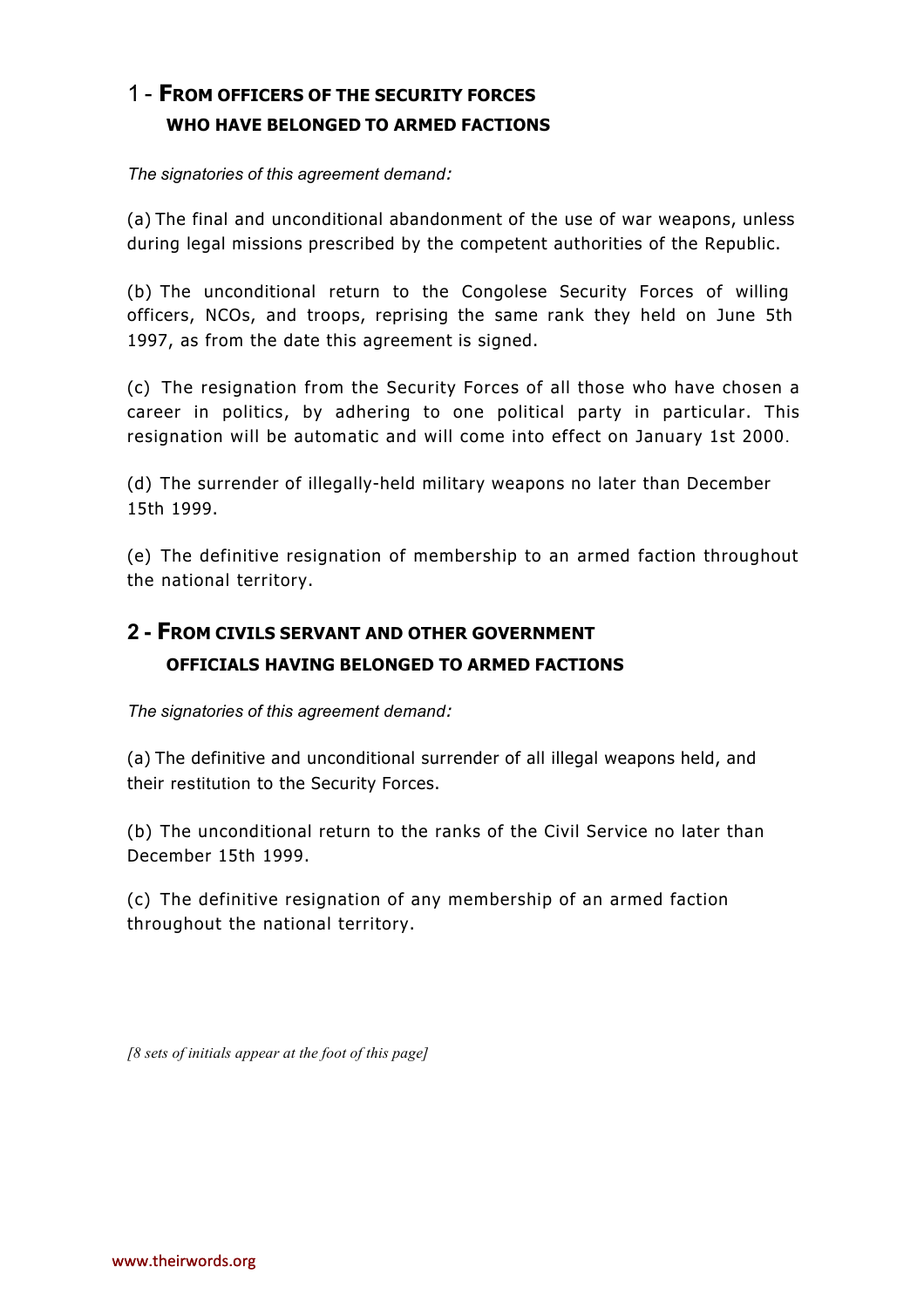## 1 - From officers of the security forces who have belonged to armed factions

*The signatories of this agreement demand:*

(a) The final and unconditional abandonment of the use of war weapons, unless during legal missions prescribed by the competent authorities of the Republic.

(b) The unconditional return to the Congolese Security Forces of willing officers, NCOs, and troops, reprising the same rank they held on June 5th 1997, as from the date this agreement is signed.

(c) The resignation from the Security Forces of all those who have chosen a career in politics, by adhering to one political party in particular. This resignation will be automatic and will come into effect on January 1st 2000.

(d) The surrender of illegally-held military weapons no later than December 15th 1999.

(e) The definitive resignation of membership to an armed faction throughout the national territory.

## 2 - From civils servant and other government officials having belonged to armed factions

*The signatories of this agreement demand:*

(a) The definitive and unconditional surrender of all illegal weapons held, and their restitution to the Security Forces.

(b) The unconditional return to the ranks of the Civil Service no later than December 15th 1999.

(c) The definitive resignation of any membership of an armed faction throughout the national territory.

*[8 sets of initials appear at the foot of this page]*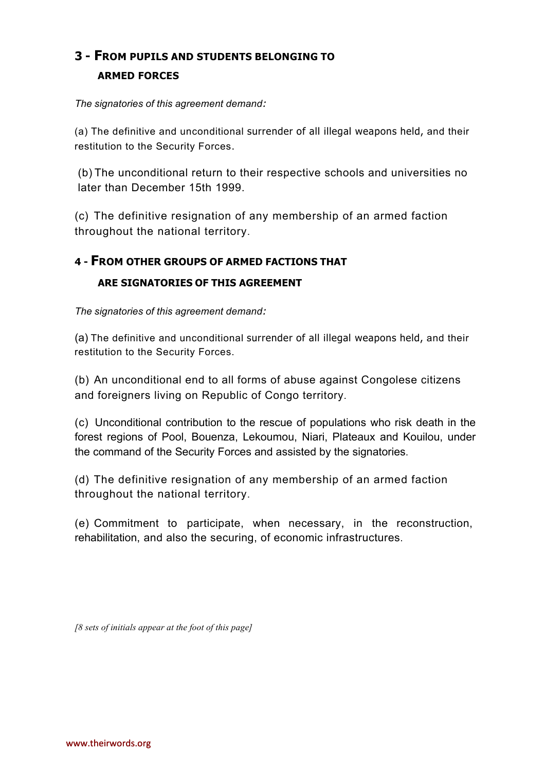## 3 - FROM PUPILS AND STUDENTS BELONGING TO ARMED FORCES

*The signatories of this agreement demand:*

(a) The definitive and unconditional surrender of all illegal weapons held, and their restitution to the Security Forces.

(b) The unconditional return to their respective schools and universities no later than December 15th 1999.

(c) The definitive resignation of any membership of an armed faction throughout the national territory.

## 4 - FROM OTHER GROUPS OF ARMED FACTIONS THAT ARE SIGNATORIES OF THIS AGREEMENT

*The signatories of this agreement demand:*

(a) The definitive and unconditional surrender of all illegal weapons held, and their restitution to the Security Forces.

(b) An unconditional end to all forms of abuse against Congolese citizens and foreigners living on Republic of Congo territory.

(c) Unconditional contribution to the rescue of populations who risk death in the forest regions of Pool, Bouenza, Lekoumou, Niari, Plateaux and Kouilou, under the command of the Security Forces and assisted by the signatories.

(d) The definitive resignation of any membership of an armed faction throughout the national territory.

(e) Commitment to participate, when necessary, in the reconstruction, rehabilitation, and also the securing, of economic infrastructures.

*[8 sets of initials appear at the foot of this page]*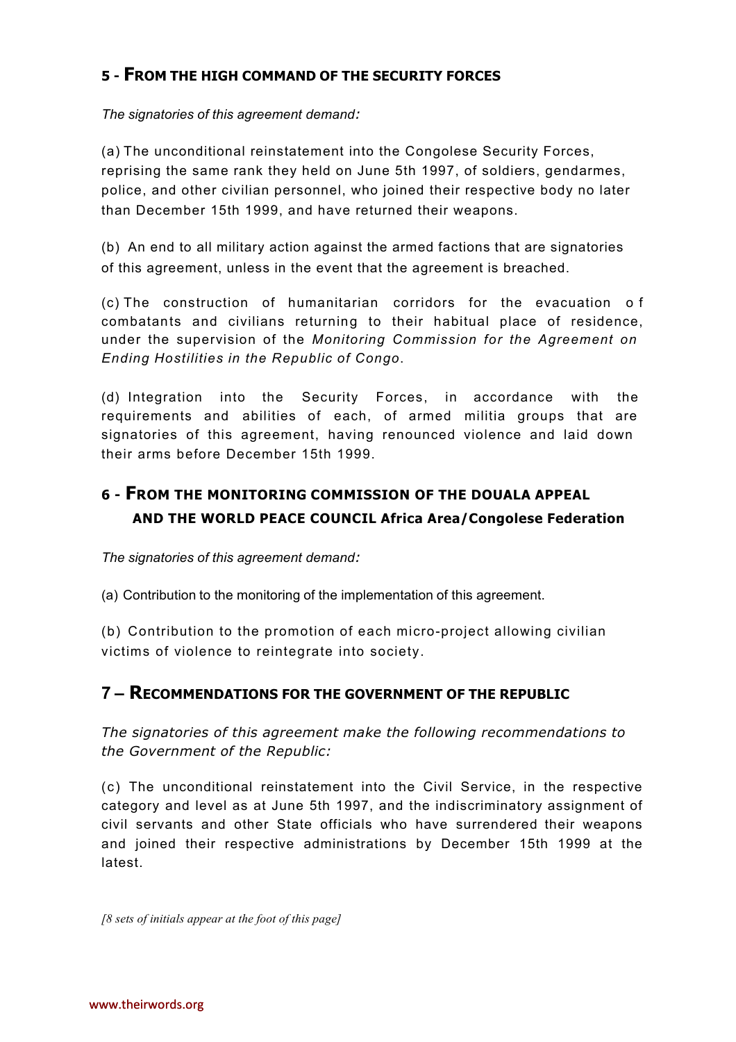## 5 - FROM THE HIGH COMMAND OF THE SECURITY FORCES

*The signatories of this agreement demand:*

(a) The unconditional reinstatement into the Congolese Security Forces, reprising the same rank they held on June 5th 1997, of soldiers, gendarmes, police, and other civilian personnel, who joined their respective body no later than December 15th 1999, and have returned their weapons.

(b) An end to all military action against the armed factions that are signatories of this agreement, unless in the event that the agreement is breached.

(c) The construction of humanitarian corridors for the evacuation of combatants and civilians returning to their habitual place of residence, under the supervision of the *Monitoring Commission for the Agreement on Ending Hostilities in the Republic of Congo*.

(d) Integration into the Security Forces, in accordance with the requirements and abilities of each, of armed militia groups that are signatories of this agreement, having renounced violence and laid down their arms before December 15th 1999.

## 6 - FROM THE MONITORING COMMISSION OF THE DOUALA APPEAL AND THE WORLD PEACE COUNCIL Africa Area/Congolese Federation

*The signatories of this agreement demand:*

(a) Contribution to the monitoring of the implementation of this agreement.

(b) Contribution to the promotion of each micro-project allowing civilian victims of violence to reintegrate into society.

## 7 – RECOMMENDATIONS FOR THE GOVERNMENT OF THE REPUBLIC

*The signatories of this agreement make the following recommendations to the Government of the Republic:*

(c) The unconditional reinstatement into the Civil Service, in the respective category and level as at June 5th 1997, and the indiscriminatory assignment of civil servants and other State officials who have surrendered their weapons and joined their respective administrations by December 15th 1999 at the latest.

*[8 sets of initials appear at the foot of this page]*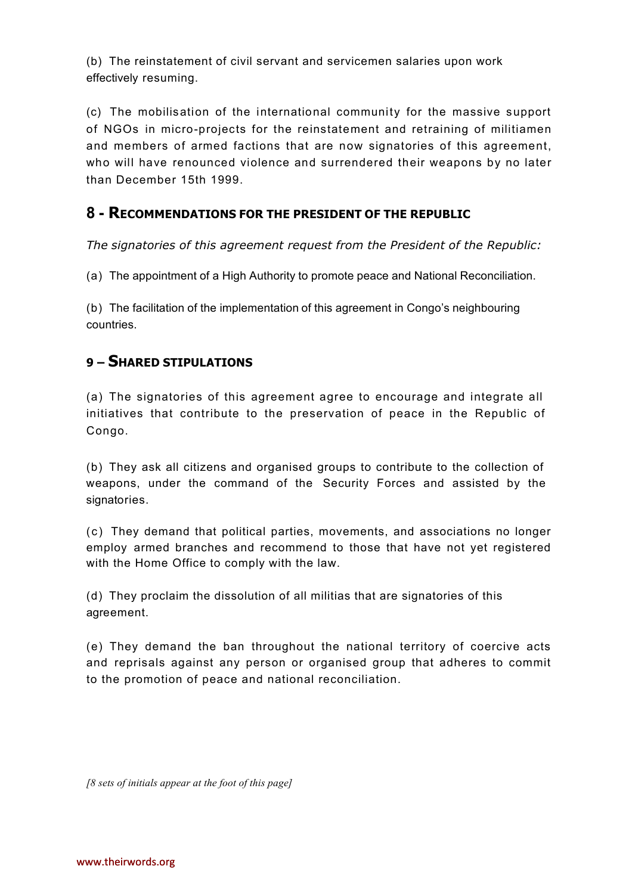(b) The reinstatement of civil servant and servicemen salaries upon work effectively resuming.

(c) The mobilisation of the international community for the massive support of NGOs in micro-projects for the reinstatement and retraining of militiamen and members of armed factions that are now signatories of this agreement, who will have renounced violence and surrendered their weapons by no later than December 15th 1999.

## 8 - Recommendations for the President of the Republic

*The signatories of this agreement request from the President of the Republic:*

(a) The appointment of a High Authority to promote peace and National Reconciliation.

(b) The facilitation of the implementation of this agreement in Congo's neighbouring countries.

## 9 – Shared stipulations

(a) The signatories of this agreement agree to encourage and integrate all initiatives that contribute to the preservation of peace in the Republic of Congo.

(b) They ask all citizens and organised groups to contribute to the collection of weapons, under the command of the Security Forces and assisted by the signatories.

(c) They demand that political parties, movements, and associations no longer employ armed branches and recommend to those that have not yet registered with the Home Office to comply with the law.

(d) They proclaim the dissolution of all militias that are signatories of this agreement.

(e) They demand the ban throughout the national territory of coercive acts and reprisals against any person or organised group that adheres to commit to the promotion of peace and national reconciliation.

*[8 sets of initials appear at the foot of this page]*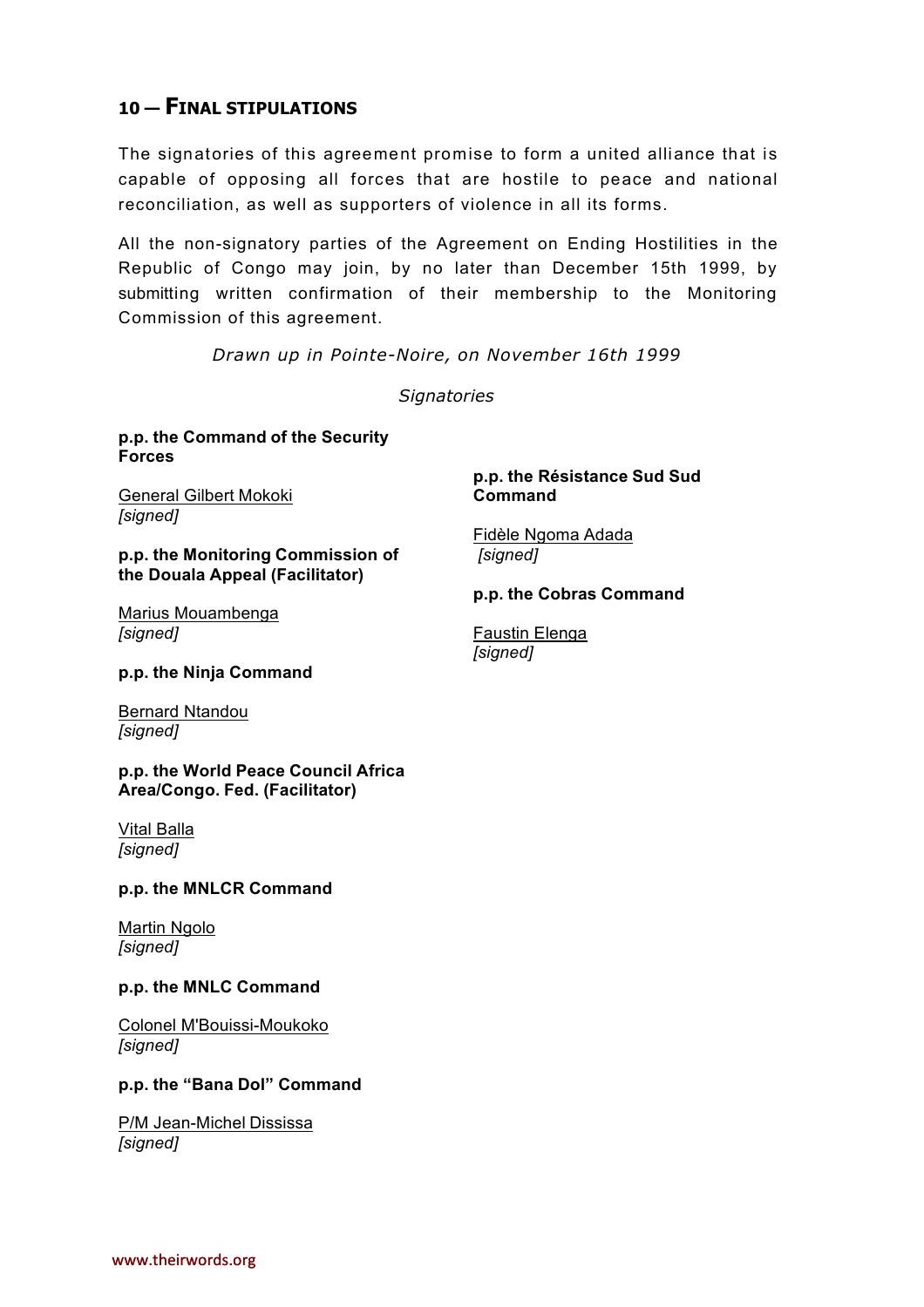## 10 — Final stipulations

The signatories of this agreement promise to form a united alliance that is capable of opposing all forces that are hostile to peace and national reconciliation, as well as supporters of violence in all its forms.

All the non-signatory parties of the Agreement on Ending Hostilities in the Republic of Congo may join, by no later than December 15th 1999, by submitting written confirmation of their membership to the Monitoring Commission of this agreement.

*Drawn up in Pointe-Noire, on November 16th 1999*

*Signatories*

**p.p. the Command of the Security Forces**

General Gilbert Mokoki
*[signed]*

**p.p. the Monitoring Commission of the Douala Appeal (Facilitator)**

Marius Mouambenga
*[signed]*

**p.p. the Ninja Command**

Bernard Ntandou
*[signed]*

**p.p. the World Peace Council Africa Area/Congo. Fed. (Facilitator)**

Vital Balla
*[signed]*

**p.p. the MNLCR Command**

Martin Ngolo
*[signed]*

**p.p. the MNLC Command**

Colonel M'Bouissi-Moukoko
*[signed]*

**p.p. the "Bana Dol" Command**

P/M Jean-Michel Dississa
*[signed]*

**p.p. the Résistance Sud Sud Command**

Fidèle Ngoma Adada
*[signed]*

**p.p. the Cobras Command**

Faustin Elenga
*[signed]*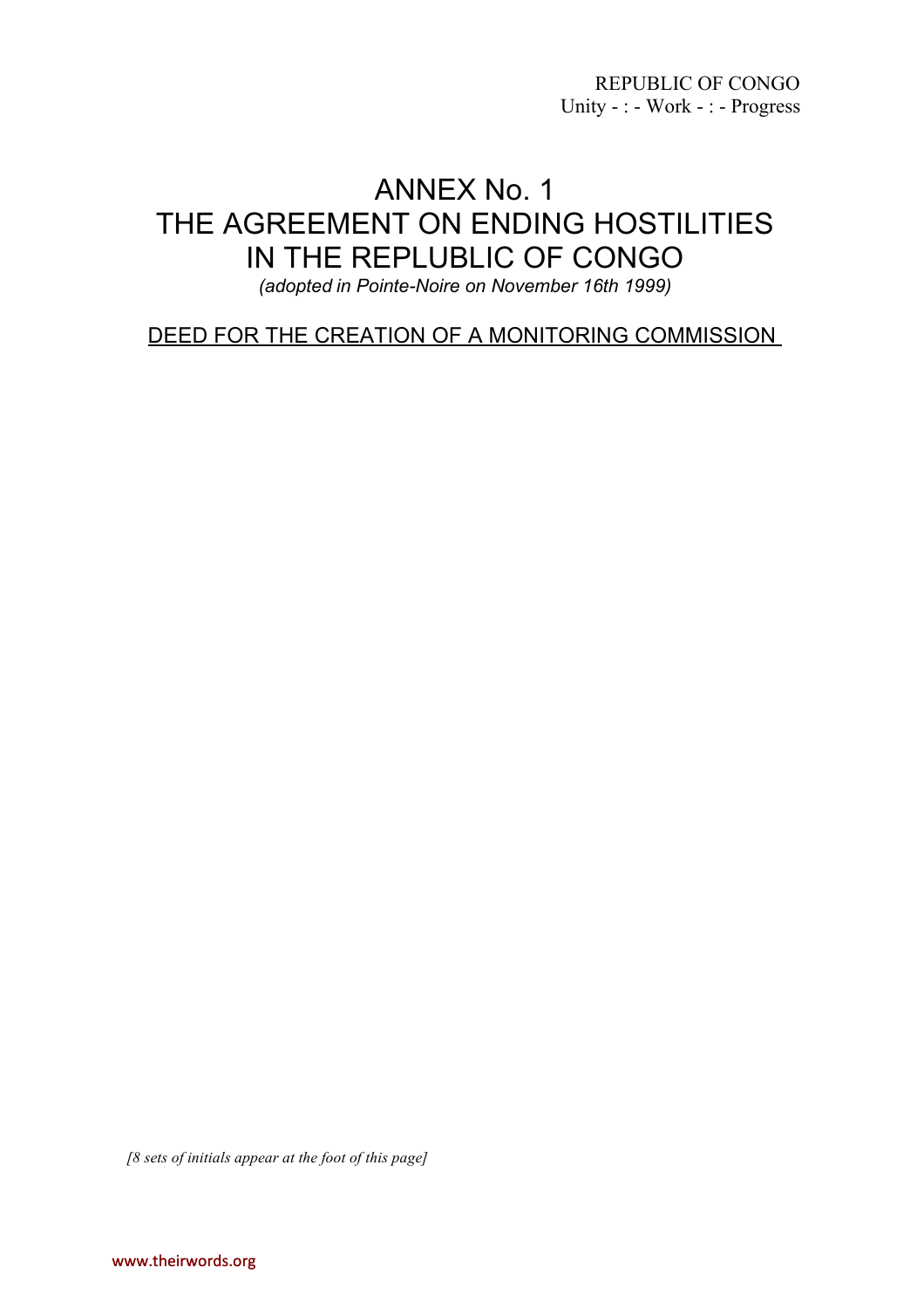REPUBLIC OF CONGO
Unity - : - Work - : - Progress

# ANNEX No. 1
# THE AGREEMENT ON ENDING HOSTILITIES IN THE REPLUBLIC OF CONGO

*(adopted in Pointe-Noire on November 16th 1999)*

## DEED FOR THE CREATION OF A MONITORING COMMISSION

*[8 sets of initials appear at the foot of this page]*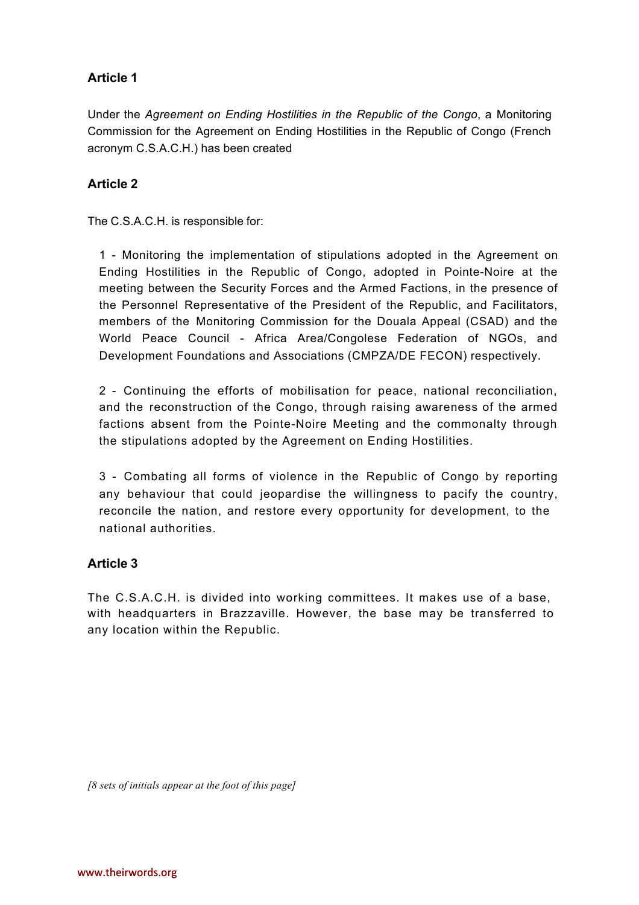## Article 1

Under the *Agreement on Ending Hostilities in the Republic of the Congo*, a Monitoring Commission for the Agreement on Ending Hostilities in the Republic of Congo (French acronym C.S.A.C.H.) has been created

## Article 2

The C.S.A.C.H. is responsible for:

1 - Monitoring the implementation of stipulations adopted in the Agreement on Ending Hostilities in the Republic of Congo, adopted in Pointe-Noire at the meeting between the Security Forces and the Armed Factions, in the presence of the Personnel Representative of the President of the Republic, and Facilitators, members of the Monitoring Commission for the Douala Appeal (CSAD) and the World Peace Council - Africa Area/Congolese Federation of NGOs, and Development Foundations and Associations (CMPZA/DE FECON) respectively.

2 - Continuing the efforts of mobilisation for peace, national reconciliation, and the reconstruction of the Congo, through raising awareness of the armed factions absent from the Pointe-Noire Meeting and the commonalty through the stipulations adopted by the Agreement on Ending Hostilities.

3 - Combating all forms of violence in the Republic of Congo by reporting any behaviour that could jeopardise the willingness to pacify the country, reconcile the nation, and restore every opportunity for development, to the national authorities.

## Article 3

The C.S.A.C.H. is divided into working committees. It makes use of a base, with headquarters in Brazzaville. However, the base may be transferred to any location within the Republic.

*[8 sets of initials appear at the foot of this page]*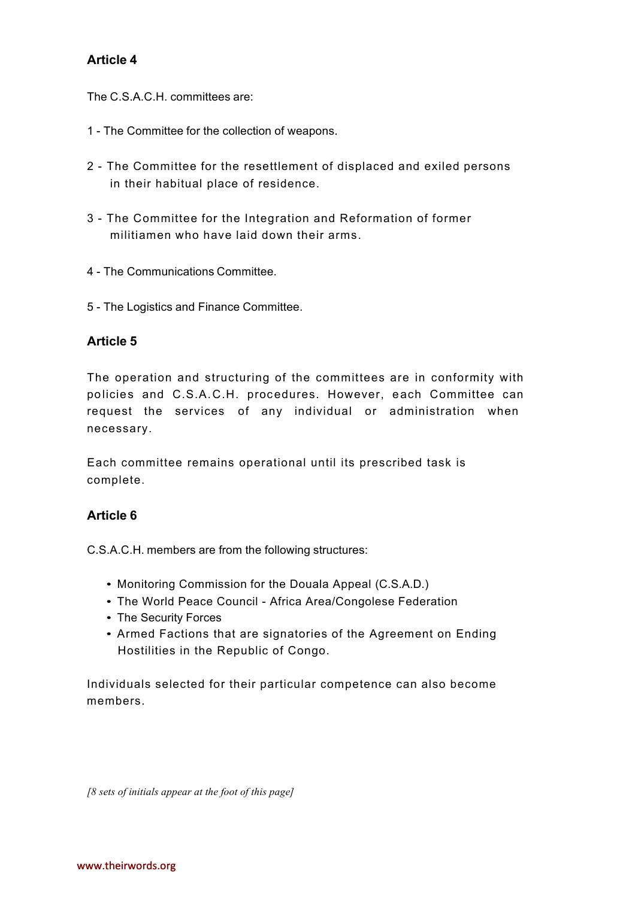### Article 4

The C.S.A.C.H. committees are:

1 - The Committee for the collection of weapons.

2 - The Committee for the resettlement of displaced and exiled persons in their habitual place of residence.

3 - The Committee for the Integration and Reformation of former militiamen who have laid down their arms.

4 - The Communications Committee.

5 - The Logistics and Finance Committee.

### Article 5

The operation and structuring of the committees are in conformity with policies and C.S.A.C.H. procedures. However, each Committee can request the services of any individual or administration when necessary.

Each committee remains operational until its prescribed task is complete.

### Article 6

C.S.A.C.H. members are from the following structures:

- Monitoring Commission for the Douala Appeal (C.S.A.D.)
- The World Peace Council - Africa Area/Congolese Federation
- The Security Forces
- Armed Factions that are signatories of the Agreement on Ending Hostilities in the Republic of Congo.

Individuals selected for their particular competence can also become members.

*[8 sets of initials appear at the foot of this page]*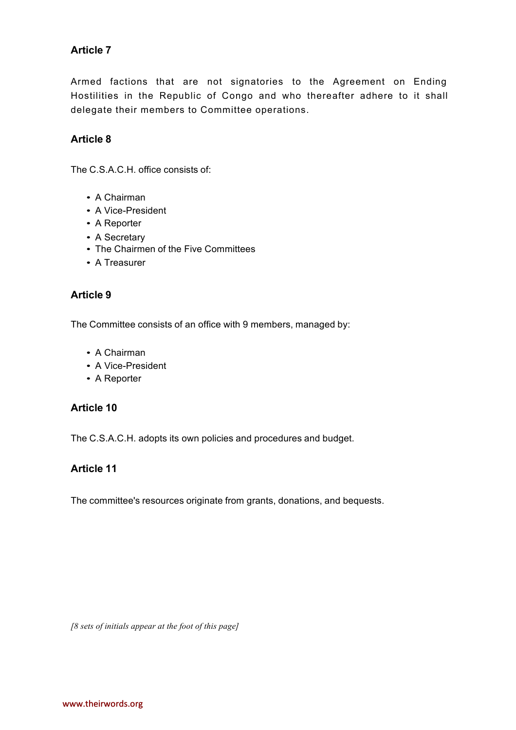### Article 7

Armed factions that are not signatories to the Agreement on Ending Hostilities in the Republic of Congo and who thereafter adhere to it shall delegate their members to Committee operations.

### Article 8

The C.S.A.C.H. office consists of:

- A Chairman
- A Vice-President
- A Reporter
- A Secretary
- The Chairmen of the Five Committees
- A Treasurer

### Article 9

The Committee consists of an office with 9 members, managed by:

- A Chairman
- A Vice-President
- A Reporter

### Article 10

The C.S.A.C.H. adopts its own policies and procedures and budget.

### Article 11

The committee's resources originate from grants, donations, and bequests.

*[8 sets of initials appear at the foot of this page]*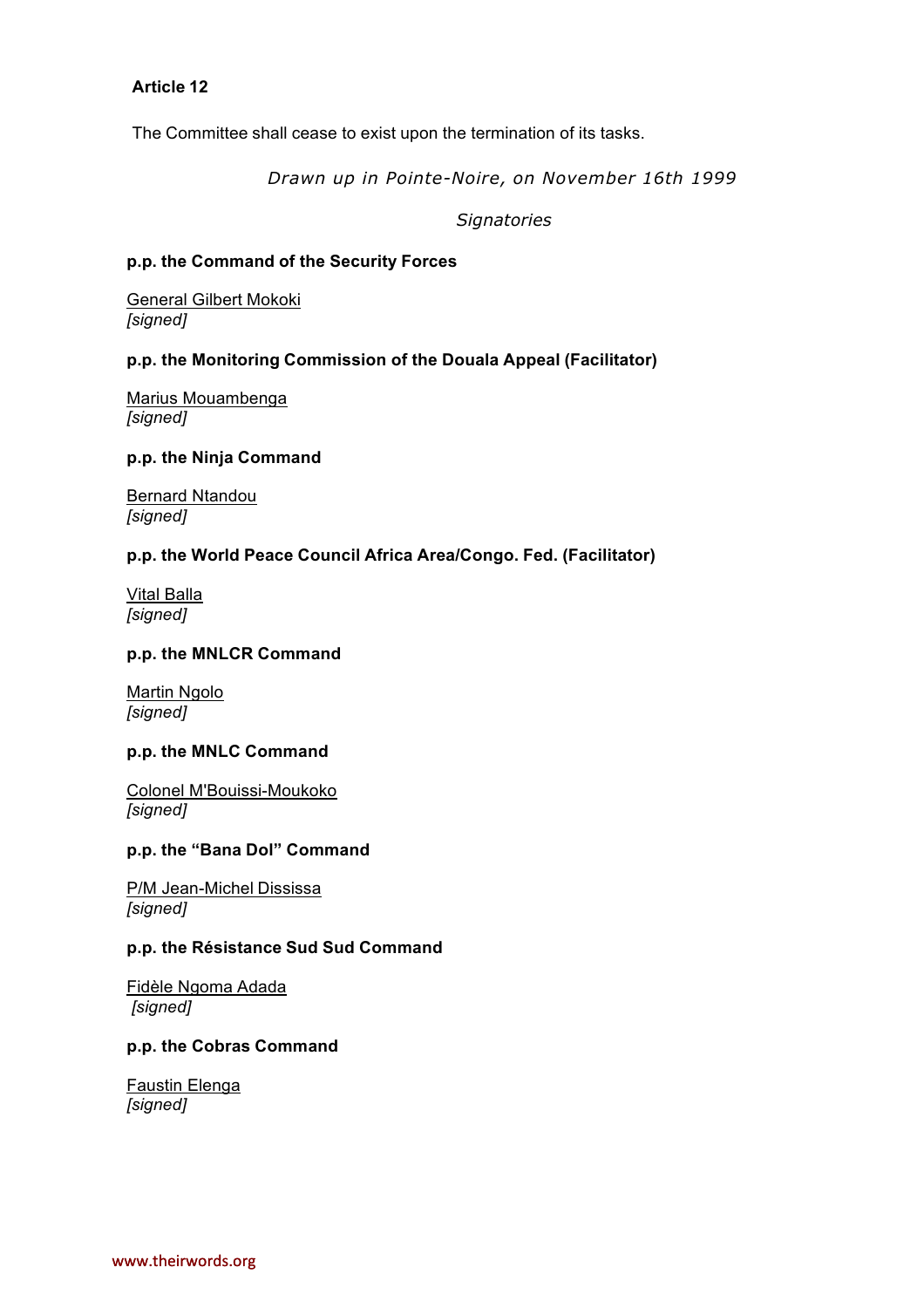**Article 12**

The Committee shall cease to exist upon the termination of its tasks.

*Drawn up in Pointe-Noire, on November 16th 1999*

*Signatories*

**p.p. the Command of the Security Forces**

General Gilbert Mokoki
*[signed]*

**p.p. the Monitoring Commission of the Douala Appeal (Facilitator)**

Marius Mouambenga
*[signed]*

**p.p. the Ninja Command**

Bernard Ntandou
*[signed]*

**p.p. the World Peace Council Africa Area/Congo. Fed. (Facilitator)**

Vital Balla
*[signed]*

**p.p. the MNLCR Command**

Martin Ngolo
*[signed]*

**p.p. the MNLC Command**

Colonel M'Bouissi-Moukoko
*[signed]*

**p.p. the "Bana Dol" Command**

P/M Jean-Michel Dississa
*[signed]*

**p.p. the Résistance Sud Sud Command**

Fidèle Ngoma Adada
*[signed]*

**p.p. the Cobras Command**

Faustin Elenga
*[signed]*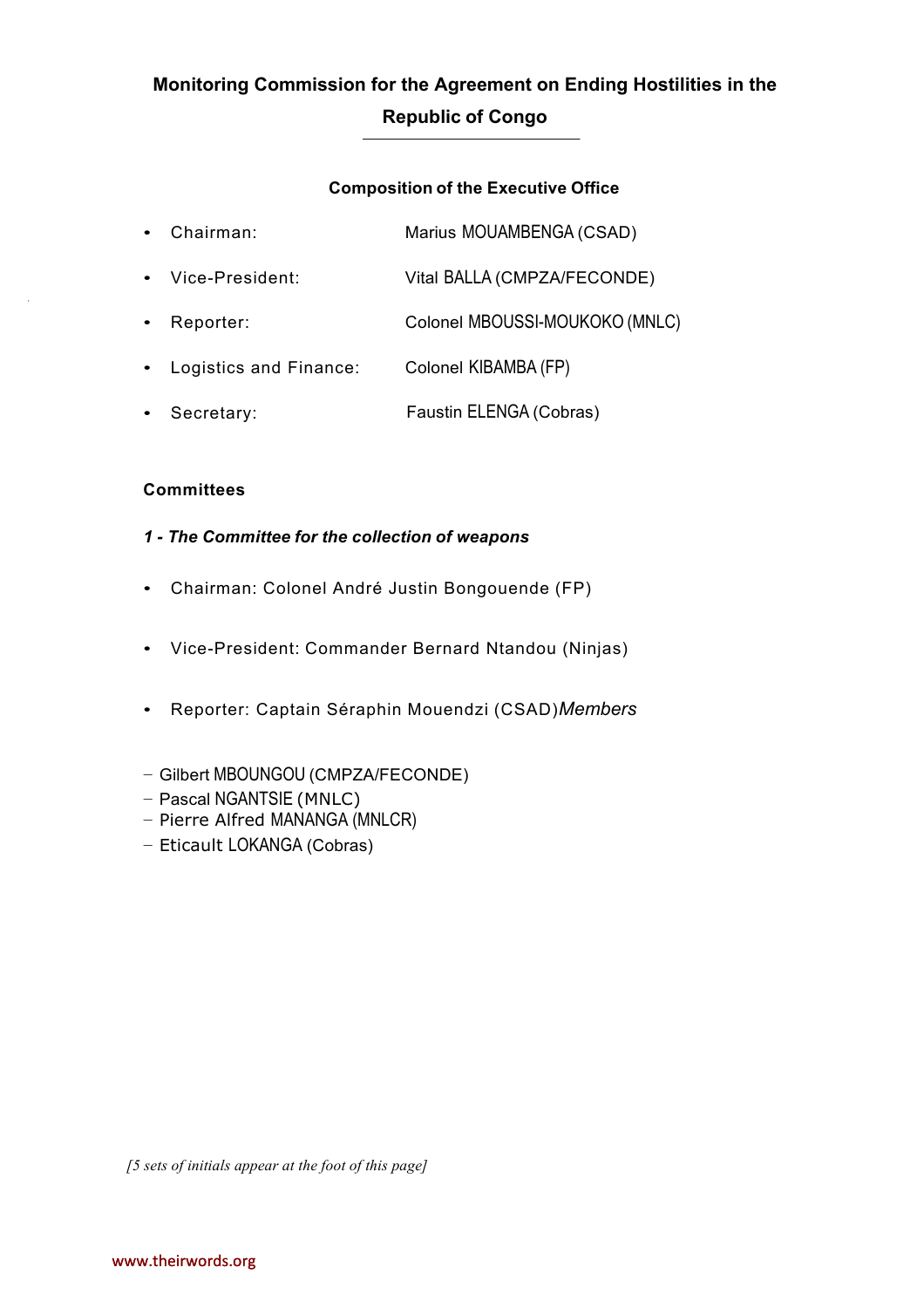# Monitoring Commission for the Agreement on Ending Hostilities in the Republic of Congo

### Composition of the Executive Office

- Chairman: Marius MOUAMBENGA (CSAD)
- Vice-President: Vital BALLA (CMPZA/FECONDE)
- Reporter: Colonel MBOUSSI-MOUKOKO (MNLC)
- Logistics and Finance: Colonel KIBAMBA (FP)
- Secretary: Faustin ELENGA (Cobras)

**Committees**

***1 - The Committee for the collection of weapons***

- Chairman: Colonel André Justin Bongouende (FP)
- Vice-President: Commander Bernard Ntandou (Ninjas)
- Reporter: Captain Séraphin Mouendzi (CSAD)

*Members*

- Gilbert MBOUNGOU (CMPZA/FECONDE)
- Pascal NGANTSIE (MNLC)
- Pierre Alfred MANANGA (MNLCR)
- Eticault LOKANGA (Cobras)

*[5 sets of initials appear at the foot of this page]*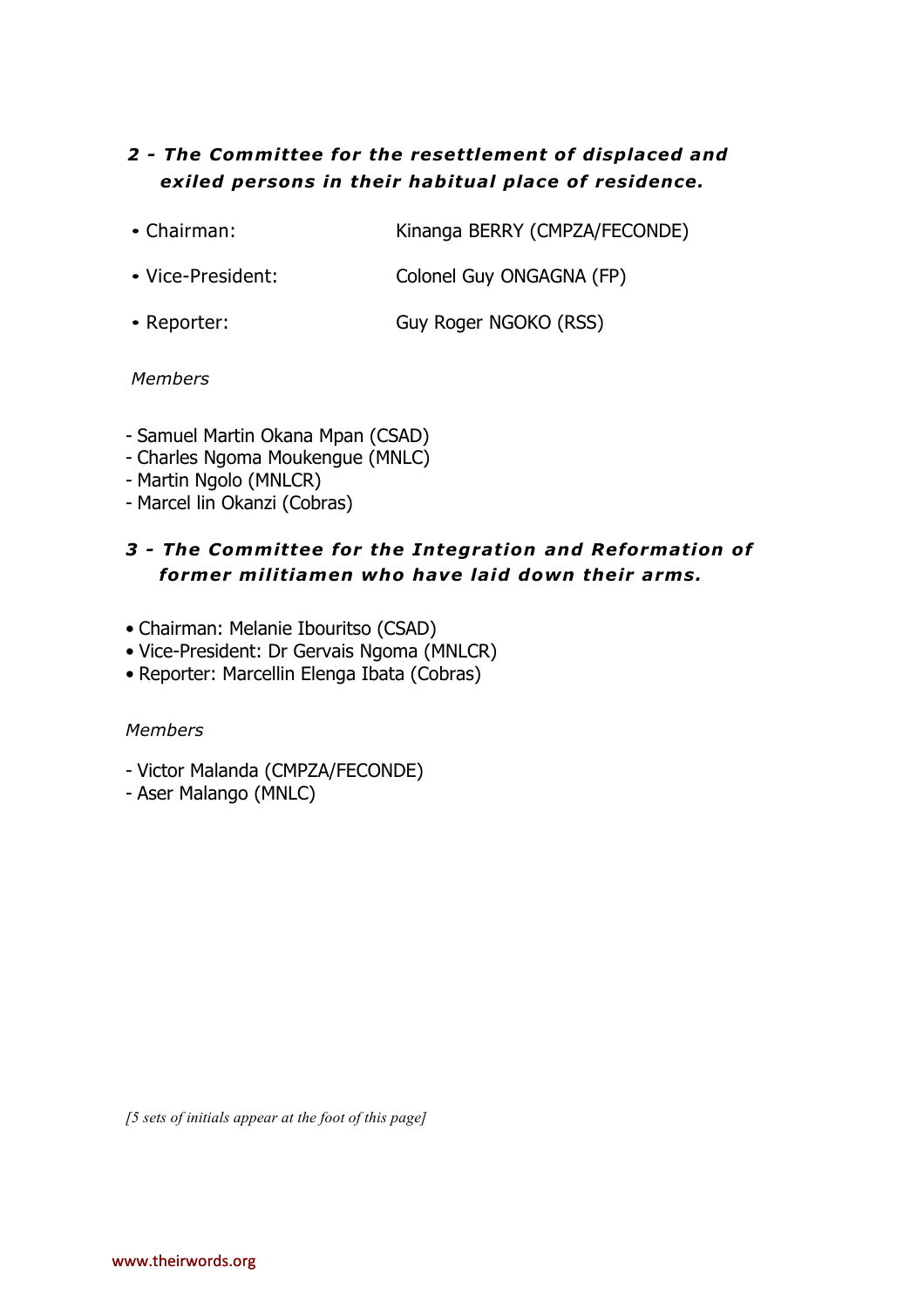### *2 - The Committee for the resettlement of displaced and exiled persons in their habitual place of residence.*

- Chairman: Kinanga BERRY (CMPZA/FECONDE)
- Vice-President: Colonel Guy ONGAGNA (FP)
- Reporter: Guy Roger NGOKO (RSS)

*Members*

- Samuel Martin Okana Mpan (CSAD)
- Charles Ngoma Moukengue (MNLC)
- Martin Ngolo (MNLCR)
- Marcel lin Okanzi (Cobras)

### *3 - The Committee for the Integration and Reformation of former militiamen who have laid down their arms.*

- Chairman: Melanie Ibouritso (CSAD)
- Vice-President: Dr Gervais Ngoma (MNLCR)
- Reporter: Marcellin Elenga Ibata (Cobras)

*Members*

- Victor Malanda (CMPZA/FECONDE)
- Aser Malango (MNLC)

*[5 sets of initials appear at the foot of this page]*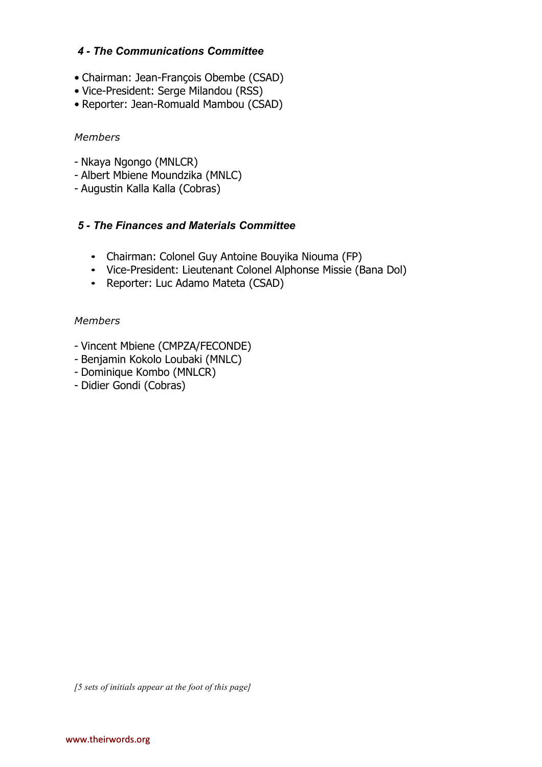### *4 - The Communications Committee*

- Chairman: Jean-François Obembe (CSAD)
- Vice-President: Serge Milandou (RSS)
- Reporter: Jean-Romuald Mambou (CSAD)

*Members*

- Nkaya Ngongo (MNLCR)
- Albert Mbiene Moundzika (MNLC)
- Augustin Kalla Kalla (Cobras)

### *5 - The Finances and Materials Committee*

- Chairman: Colonel Guy Antoine Bouyika Niouma (FP)
- Vice-President: Lieutenant Colonel Alphonse Missie (Bana Dol)
- Reporter: Luc Adamo Mateta (CSAD)

*Members*

- Vincent Mbiene (CMPZA/FECONDE)
- Benjamin Kokolo Loubaki (MNLC)
- Dominique Kombo (MNLCR)
- Didier Gondi (Cobras)

*[5 sets of initials appear at the foot of this page]*